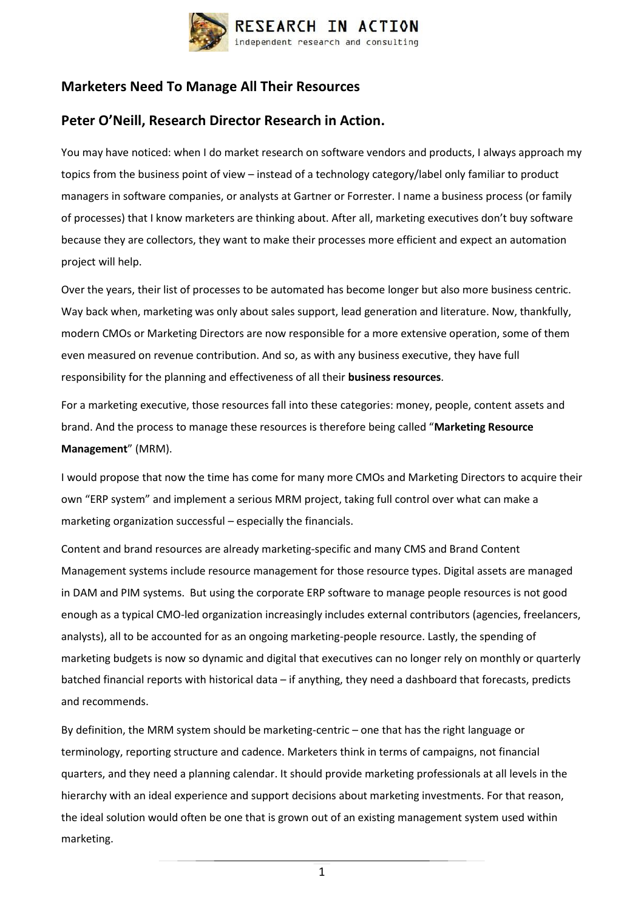## Marketers Need To Manage All Their Resources

## Peter O'Neill, Research Director Research in Action.

You may have noticed: when I do market research on software vendors and products, I always approach my topics from the business point of view – instead of a technology category/label only familiar to product managers in software companies, or analysts at Gartner or Forrester. I name a business process (or family of processes) that I know marketers are thinking about. After all, marketing executives don't buy software because they are collectors, they want to make their processes more efficient and expect an automation project will help.

Over the years, their list of processes to be automated has become longer but also more business centric. Way back when, marketing was only about sales support, lead generation and literature. Now, thankfully, modern CMOs or Marketing Directors are now responsible for a more extensive operation, some of them even measured on revenue contribution. And so, as with any business executive, they have full responsibility for the planning and effectiveness of all their **business resources**.

For a marketing executive, those resources fall into these categories: money, people, content assets and brand. And the process to manage these resources is therefore being called "**Marketing Resource Management**" (MRM).

I would propose that now the time has come for many more CMOs and Marketing Directors to acquire their own "ERP system" and implement a serious MRM project, taking full control over what can make a marketing organization successful – especially the financials.

Content and brand resources are already marketing-specific and many CMS and Brand Content Management systems include resource management for those resource types. Digital assets are managed in DAM and PIM systems. But using the corporate ERP software to manage people resources is not good enough as a typical CMO-led organization increasingly includes external contributors (agencies, freelancers, analysts), all to be accounted for as an ongoing marketing-people resource. Lastly, the spending of marketing budgets is now so dynamic and digital that executives can no longer rely on monthly or quarterly batched financial reports with historical data – if anything, they need a dashboard that forecasts, predicts and recommends.

By definition, the MRM system should be marketing-centric – one that has the right language or terminology, reporting structure and cadence. Marketers think in terms of campaigns, not financial quarters, and they need a planning calendar. It should provide marketing professionals at all levels in the hierarchy with an ideal experience and support decisions about marketing investments. For that reason, the ideal solution would often be one that is grown out of an existing management system used within marketing.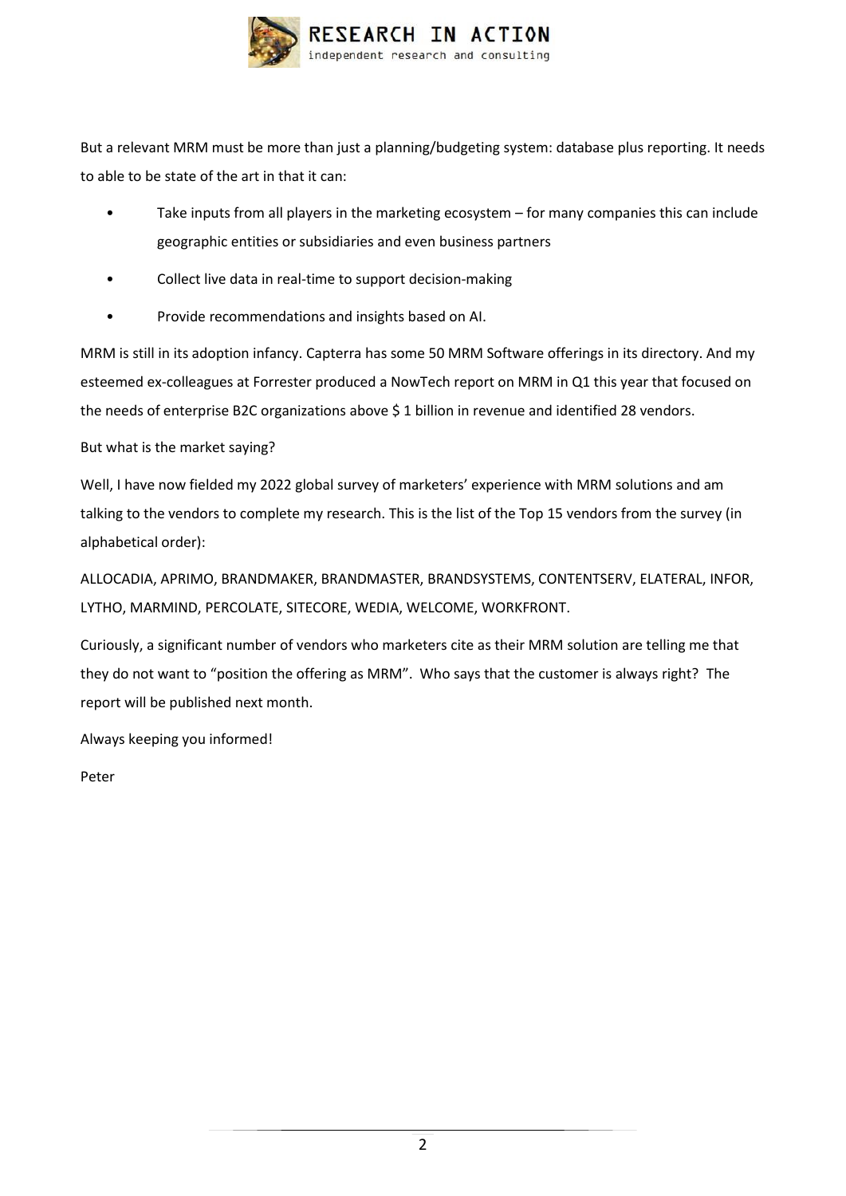But a relevant MRM must be more than just a planning/budgeting system: database plus reporting. It needs to able to be state of the art in that it can:

- Take inputs from all players in the marketing ecosystem – for many companies this can include geographic entities or subsidiaries and even business partners
- Collect live data in real-time to support decision-making
- Provide recommendations and insights based on AI.

MRM is still in its adoption infancy. Capterra has some 50 MRM Software offerings in its directory. And my esteemed ex-colleagues at Forrester produced a NowTech report on MRM in Q1 this year that focused on the needs of enterprise B2C organizations above $ 1 billion in revenue and identified 28 vendors.

But what is the market saying?

Well, I have now fielded my 2022 global survey of marketers' experience with MRM solutions and am talking to the vendors to complete my research. This is the list of the Top 15 vendors from the survey (in alphabetical order):

ALLOCADIA, APRIMO, BRANDMAKER, BRANDMASTER, BRANDSYSTEMS, CONTENTSERV, ELATERAL, INFOR, LYTHO, MARMIND, PERCOLATE, SITECORE, WEDIA, WELCOME, WORKFRONT.

Curiously, a significant number of vendors who marketers cite as their MRM solution are telling me that they do not want to "position the offering as MRM". Who says that the customer is always right? The report will be published next month.

Always keeping you informed!

Peter